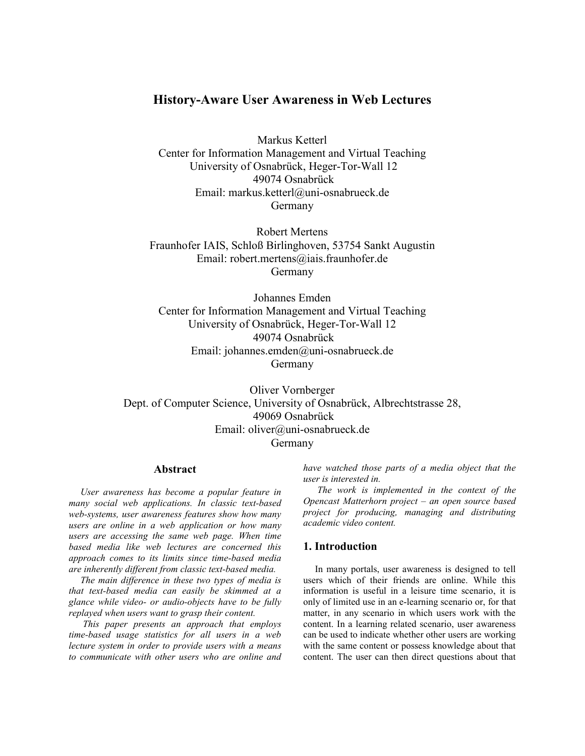# History-Aware User Awareness in Web Lectures

Markus Ketterl
Center for Information Management and Virtual Teaching
University of Osnabrück, Heger-Tor-Wall 12
49074 Osnabrück
Email: markus.ketterl@uni-osnabrueck.de
Germany

Robert Mertens
Fraunhofer IAIS, Schloß Birlinghoven, 53754 Sankt Augustin
Email: robert.mertens@iais.fraunhofer.de
Germany

Johannes Emden
Center for Information Management and Virtual Teaching
University of Osnabrück, Heger-Tor-Wall 12
49074 Osnabrück
Email: johannes.emden@uni-osnabrueck.de
Germany

Oliver Vornberger
Dept. of Computer Science, University of Osnabrück, Albrechtstrasse 28,
49069 Osnabrück
Email: oliver@uni-osnabrueck.de
Germany

## Abstract

*User awareness has become a popular feature in many social web applications. In classic text-based web-systems, user awareness features show how many users are online in a web application or how many users are accessing the same web page. When time based media like web lectures are concerned this approach comes to its limits since time-based media are inherently different from classic text-based media.*

*The main difference in these two types of media is that text-based media can easily be skimmed at a glance while video- or audio-objects have to be fully replayed when users want to grasp their content.*

*This paper presents an approach that employs time-based usage statistics for all users in a web lecture system in order to provide users with a means to communicate with other users who are online and have watched those parts of a media object that the user is interested in.*

*The work is implemented in the context of the Opencast Matterhorn project – an open source based project for producing, managing and distributing academic video content.*

## 1. Introduction

In many portals, user awareness is designed to tell users which of their friends are online. While this information is useful in a leisure time scenario, it is only of limited use in an e-learning scenario or, for that matter, in any scenario in which users work with the content. In a learning related scenario, user awareness can be used to indicate whether other users are working with the same content or possess knowledge about that content. The user can then direct questions about that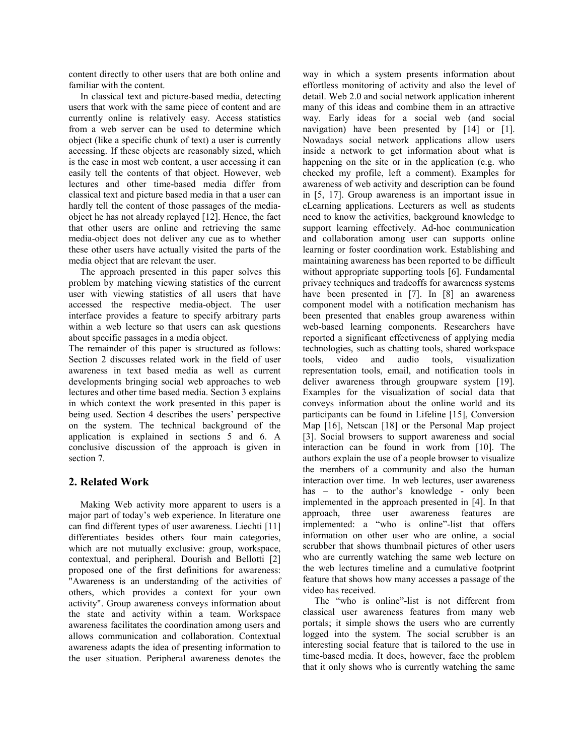content directly to other users that are both online and familiar with the content.

In classical text and picture-based media, detecting users that work with the same piece of content and are currently online is relatively easy. Access statistics from a web server can be used to determine which object (like a specific chunk of text) a user is currently accessing. If these objects are reasonably sized, which is the case in most web content, a user accessing it can easily tell the contents of that object. However, web lectures and other time-based media differ from classical text and picture based media in that a user can hardly tell the content of those passages of the media-object he has not already replayed [12]. Hence, the fact that other users are online and retrieving the same media-object does not deliver any cue as to whether these other users have actually visited the parts of the media object that are relevant the user.

The approach presented in this paper solves this problem by matching viewing statistics of the current user with viewing statistics of all users that have accessed the respective media-object. The user interface provides a feature to specify arbitrary parts within a web lecture so that users can ask questions about specific passages in a media object.

The remainder of this paper is structured as follows: Section 2 discusses related work in the field of user awareness in text based media as well as current developments bringing social web approaches to web lectures and other time based media. Section 3 explains in which context the work presented in this paper is being used. Section 4 describes the users' perspective on the system. The technical background of the application is explained in sections 5 and 6. A conclusive discussion of the approach is given in section 7.

## 2. Related Work

Making Web activity more apparent to users is a major part of today's web experience. In literature one can find different types of user awareness. Liechti [11] differentiates besides others four main categories, which are not mutually exclusive: group, workspace, contextual, and peripheral. Dourish and Bellotti [2] proposed one of the first definitions for awareness: "Awareness is an understanding of the activities of others, which provides a context for your own activity". Group awareness conveys information about the state and activity within a team. Workspace awareness facilitates the coordination among users and allows communication and collaboration. Contextual awareness adapts the idea of presenting information to the user situation. Peripheral awareness denotes the way in which a system presents information about effortless monitoring of activity and also the level of detail. Web 2.0 and social network application inherent many of this ideas and combine them in an attractive way. Early ideas for a social web (and social navigation) have been presented by [14] or [1]. Nowadays social network applications allow users inside a network to get information about what is happening on the site or in the application (e.g. who checked my profile, left a comment). Examples for awareness of web activity and description can be found in [5, 17]. Group awareness is an important issue in eLearning applications. Lecturers as well as students need to know the activities, background knowledge to support learning effectively. Ad-hoc communication and collaboration among user can supports online learning or foster coordination work. Establishing and maintaining awareness has been reported to be difficult without appropriate supporting tools [6]. Fundamental privacy techniques and tradeoffs for awareness systems have been presented in [7]. In [8] an awareness component model with a notification mechanism has been presented that enables group awareness within web-based learning components. Researchers have reported a significant effectiveness of applying media technologies, such as chatting tools, shared workspace tools, video and audio tools, visualization representation tools, email, and notification tools in deliver awareness through groupware system [19]. Examples for the visualization of social data that conveys information about the online world and its participants can be found in Lifeline [15], Conversion Map [16], Netscan [18] or the Personal Map project [3]. Social browsers to support awareness and social interaction can be found in work from [10]. The authors explain the use of a people browser to visualize the members of a community and also the human interaction over time. In web lectures, user awareness has – to the author's knowledge - only been implemented in the approach presented in [4]. In that approach, three user awareness features are implemented: a "who is online"-list that offers information on other user who are online, a social scrubber that shows thumbnail pictures of other users who are currently watching the same web lecture on the web lectures timeline and a cumulative footprint feature that shows how many accesses a passage of the video has received.

The "who is online"-list is not different from classical user awareness features from many web portals; it simple shows the users who are currently logged into the system. The social scrubber is an interesting social feature that is tailored to the use in time-based media. It does, however, face the problem that it only shows who is currently watching the same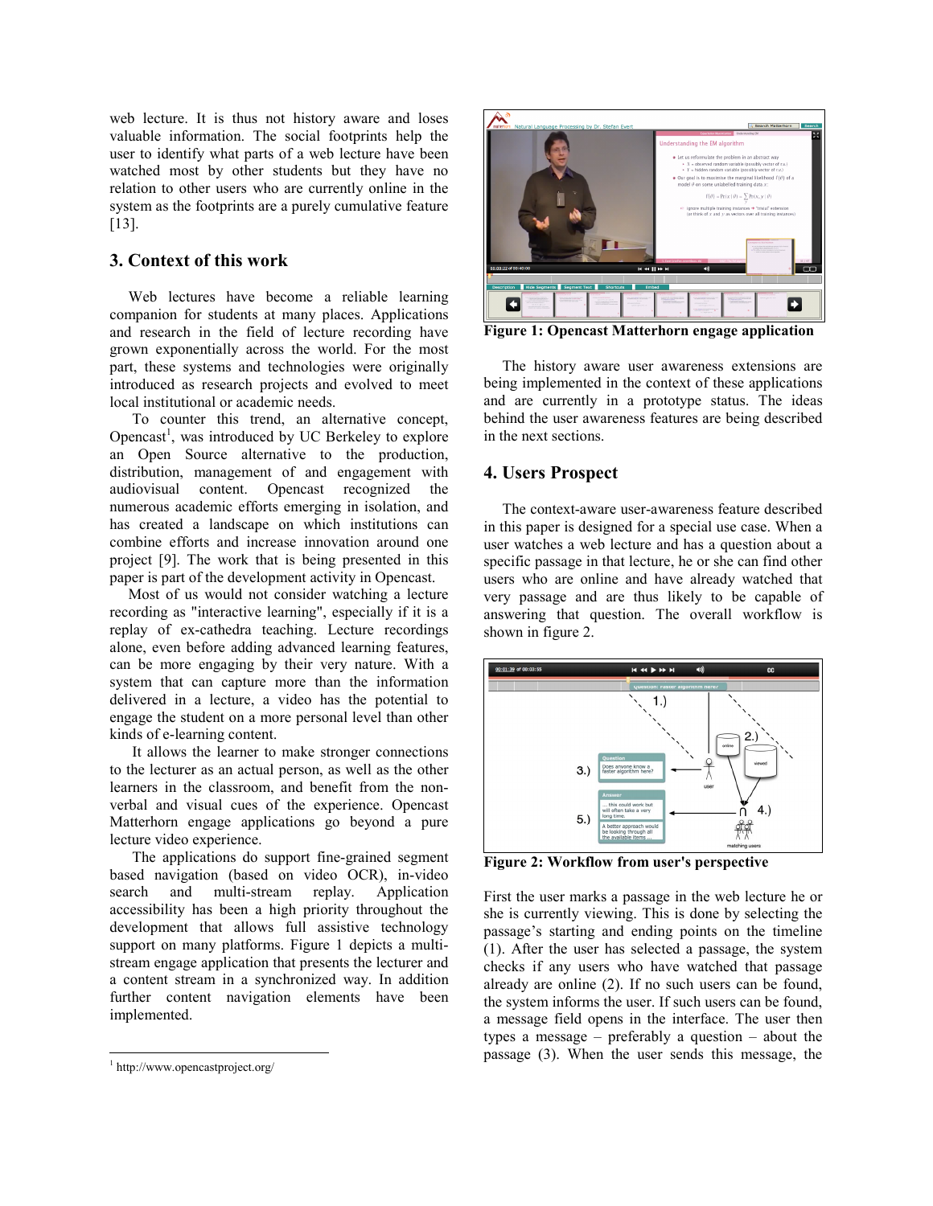web lecture. It is thus not history aware and loses valuable information. The social footprints help the user to identify what parts of a web lecture have been watched most by other students but they have no relation to other users who are currently online in the system as the footprints are a purely cumulative feature [13].

## 3. Context of this work

Web lectures have become a reliable learning companion for students at many places. Applications and research in the field of lecture recording have grown exponentially across the world. For the most part, these systems and technologies were originally introduced as research projects and evolved to meet local institutional or academic needs.

To counter this trend, an alternative concept, Opencast[1], was introduced by UC Berkeley to explore an Open Source alternative to the production, distribution, management of and engagement with audiovisual content. Opencast recognized the numerous academic efforts emerging in isolation, and has created a landscape on which institutions can combine efforts and increase innovation around one project [9]. The work that is being presented in this paper is part of the development activity in Opencast.

Most of us would not consider watching a lecture recording as "interactive learning", especially if it is a replay of ex-cathedra teaching. Lecture recordings alone, even before adding advanced learning features, can be more engaging by their very nature. With a system that can capture more than the information delivered in a lecture, a video has the potential to engage the student on a more personal level than other kinds of e-learning content.

It allows the learner to make stronger connections to the lecturer as an actual person, as well as the other learners in the classroom, and benefit from the non-verbal and visual cues of the experience. Opencast Matterhorn engage applications go beyond a pure lecture video experience.

The applications do support fine-grained segment based navigation (based on video OCR), in-video search and multi-stream replay. Application accessibility has been a high priority throughout the development that allows full assistive technology support on many platforms. Figure 1 depicts a multi-stream engage application that presents the lecturer and a content stream in a synchronized way. In addition further content navigation elements have been implemented.

[1] http://www.opencastproject.org/

**Figure 1: Opencast Matterhorn engage application**

The history aware user awareness extensions are being implemented in the context of these applications and are currently in a prototype status. The ideas behind the user awareness features are being described in the next sections.

## 4. Users Prospect

The context-aware user-awareness feature described in this paper is designed for a special use case. When a user watches a web lecture and has a question about a specific passage in that lecture, he or she can find other users who are online and have already watched that very passage and are thus likely to be capable of answering that question. The overall workflow is shown in figure 2.

**Figure 2: Workflow from user's perspective**

First the user marks a passage in the web lecture he or she is currently viewing. This is done by selecting the passage's starting and ending points on the timeline (1). After the user has selected a passage, the system checks if any users who have watched that passage already are online (2). If no such users can be found, the system informs the user. If such users can be found, a message field opens in the interface. The user then types a message – preferably a question – about the passage (3). When the user sends this message, the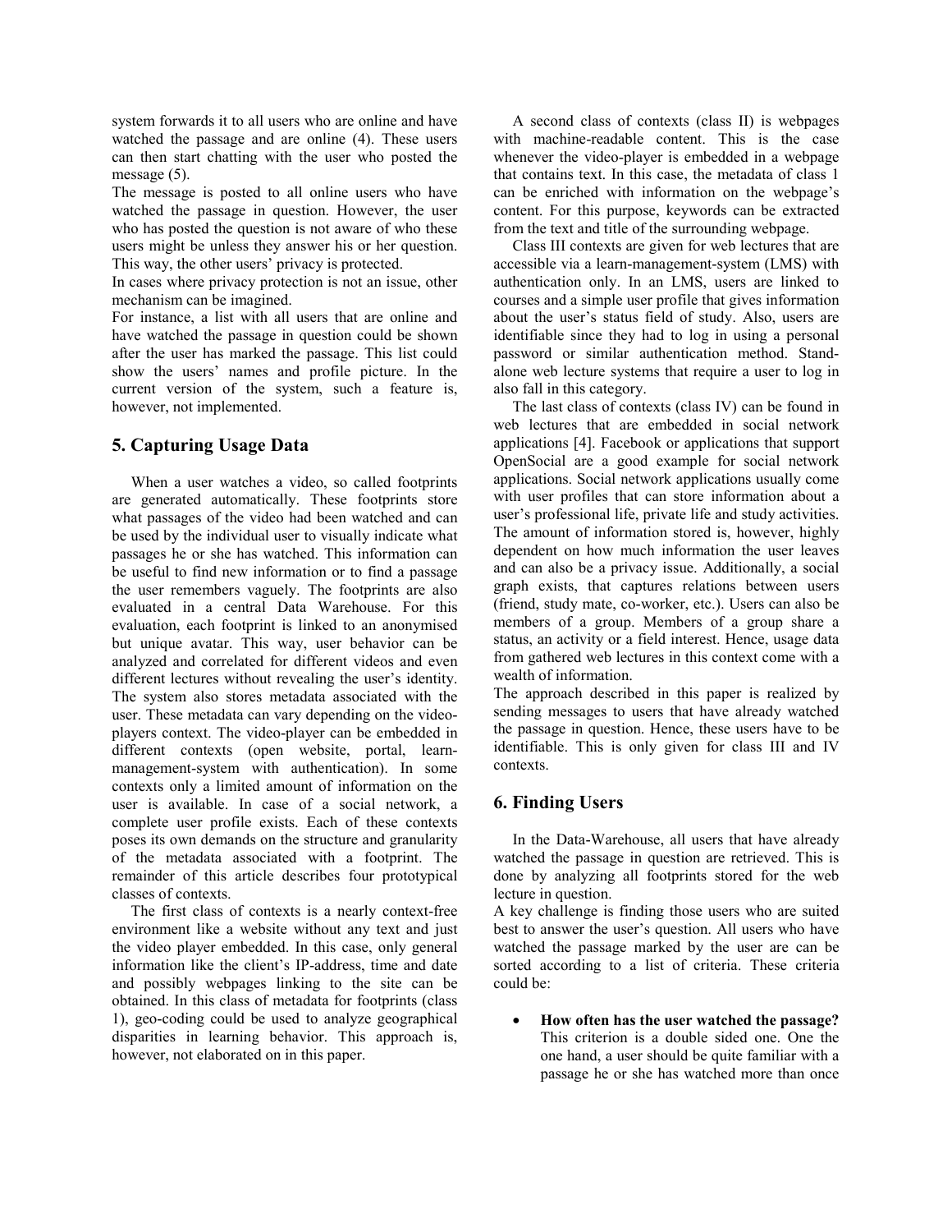system forwards it to all users who are online and have watched the passage and are online (4). These users can then start chatting with the user who posted the message (5).

The message is posted to all online users who have watched the passage in question. However, the user who has posted the question is not aware of who these users might be unless they answer his or her question. This way, the other users' privacy is protected.

In cases where privacy protection is not an issue, other mechanism can be imagined.

For instance, a list with all users that are online and have watched the passage in question could be shown after the user has marked the passage. This list could show the users' names and profile picture. In the current version of the system, such a feature is, however, not implemented.

## 5. Capturing Usage Data

When a user watches a video, so called footprints are generated automatically. These footprints store what passages of the video had been watched and can be used by the individual user to visually indicate what passages he or she has watched. This information can be useful to find new information or to find a passage the user remembers vaguely. The footprints are also evaluated in a central Data Warehouse. For this evaluation, each footprint is linked to an anonymised but unique avatar. This way, user behavior can be analyzed and correlated for different videos and even different lectures without revealing the user's identity. The system also stores metadata associated with the user. These metadata can vary depending on the video-players context. The video-player can be embedded in different contexts (open website, portal, learn-management-system with authentication). In some contexts only a limited amount of information on the user is available. In case of a social network, a complete user profile exists. Each of these contexts poses its own demands on the structure and granularity of the metadata associated with a footprint. The remainder of this article describes four prototypical classes of contexts.

The first class of contexts is a nearly context-free environment like a website without any text and just the video player embedded. In this case, only general information like the client's IP-address, time and date and possibly webpages linking to the site can be obtained. In this class of metadata for footprints (class 1), geo-coding could be used to analyze geographical disparities in learning behavior. This approach is, however, not elaborated on in this paper.

A second class of contexts (class II) is webpages with machine-readable content. This is the case whenever the video-player is embedded in a webpage that contains text. In this case, the metadata of class 1 can be enriched with information on the webpage's content. For this purpose, keywords can be extracted from the text and title of the surrounding webpage.

Class III contexts are given for web lectures that are accessible via a learn-management-system (LMS) with authentication only. In an LMS, users are linked to courses and a simple user profile that gives information about the user's status field of study. Also, users are identifiable since they had to log in using a personal password or similar authentication method. Stand-alone web lecture systems that require a user to log in also fall in this category.

The last class of contexts (class IV) can be found in web lectures that are embedded in social network applications [4]. Facebook or applications that support OpenSocial are a good example for social network applications. Social network applications usually come with user profiles that can store information about a user's professional life, private life and study activities. The amount of information stored is, however, highly dependent on how much information the user leaves and can also be a privacy issue. Additionally, a social graph exists, that captures relations between users (friend, study mate, co-worker, etc.). Users can also be members of a group. Members of a group share a status, an activity or a field interest. Hence, usage data from gathered web lectures in this context come with a wealth of information.

The approach described in this paper is realized by sending messages to users that have already watched the passage in question. Hence, these users have to be identifiable. This is only given for class III and IV contexts.

## 6. Finding Users

In the Data-Warehouse, all users that have already watched the passage in question are retrieved. This is done by analyzing all footprints stored for the web lecture in question.

A key challenge is finding those users who are suited best to answer the user's question. All users who have watched the passage marked by the user are can be sorted according to a list of criteria. These criteria could be:

- **How often has the user watched the passage?** This criterion is a double sided one. One the one hand, a user should be quite familiar with a passage he or she has watched more than once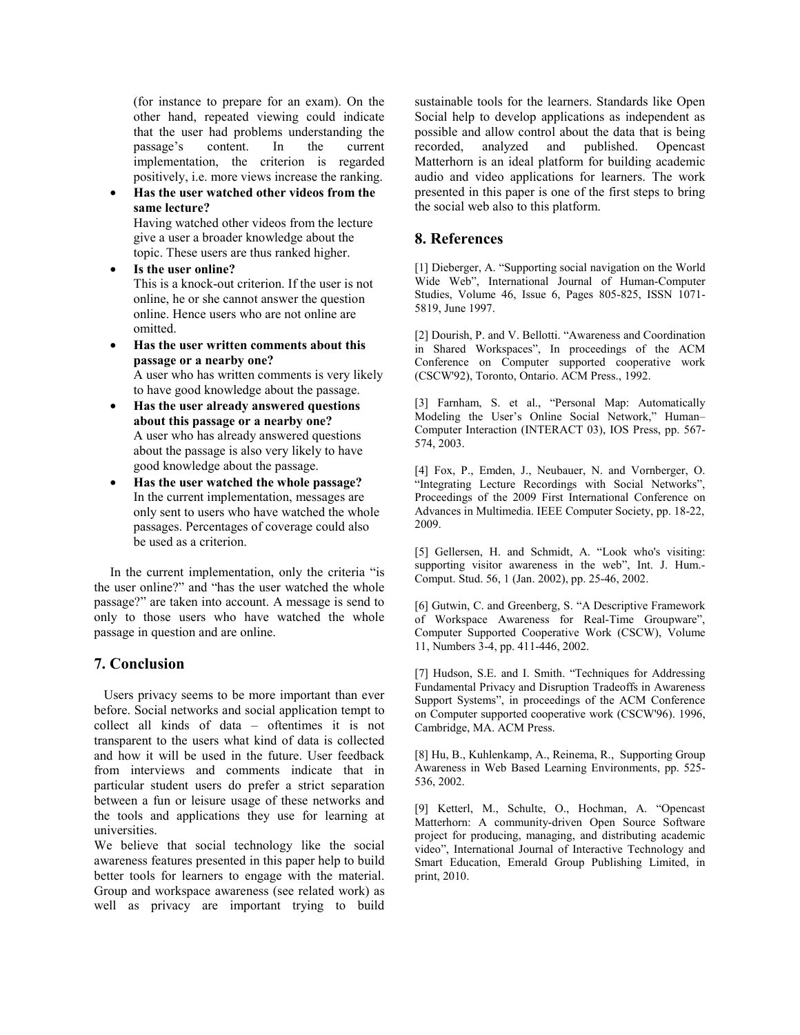(for instance to prepare for an exam). On the other hand, repeated viewing could indicate that the user had problems understanding the passage's content. In the current implementation, the criterion is regarded positively, i.e. more views increase the ranking.

- **Has the user watched other videos from the same lecture?**
  Having watched other videos from the lecture give a user a broader knowledge about the topic. These users are thus ranked higher.
- **Is the user online?**
  This is a knock-out criterion. If the user is not online, he or she cannot answer the question online. Hence users who are not online are omitted.
- **Has the user written comments about this passage or a nearby one?**
  A user who has written comments is very likely to have good knowledge about the passage.
- **Has the user already answered questions about this passage or a nearby one?**
  A user who has already answered questions about the passage is also very likely to have good knowledge about the passage.
- **Has the user watched the whole passage?**
  In the current implementation, messages are only sent to users who have watched the whole passages. Percentages of coverage could also be used as a criterion.

In the current implementation, only the criteria "is the user online?" and "has the user watched the whole passage?" are taken into account. A message is send to only to those users who have watched the whole passage in question and are online.

## 7. Conclusion

Users privacy seems to be more important than ever before. Social networks and social application tempt to collect all kinds of data – oftentimes it is not transparent to the users what kind of data is collected and how it will be used in the future. User feedback from interviews and comments indicate that in particular student users do prefer a strict separation between a fun or leisure usage of these networks and the tools and applications they use for learning at universities.

We believe that social technology like the social awareness features presented in this paper help to build better tools for learners to engage with the material. Group and workspace awareness (see related work) as well as privacy are important trying to build sustainable tools for the learners. Standards like Open Social help to develop applications as independent as possible and allow control about the data that is being recorded, analyzed and published. Opencast Matterhorn is an ideal platform for building academic audio and video applications for learners. The work presented in this paper is one of the first steps to bring the social web also to this platform.

## 8. References

[1] Dieberger, A. "Supporting social navigation on the World Wide Web", International Journal of Human-Computer Studies, Volume 46, Issue 6, Pages 805-825, ISSN 1071-5819, June 1997.

[2] Dourish, P. and V. Bellotti. "Awareness and Coordination in Shared Workspaces", In proceedings of the ACM Conference on Computer supported cooperative work (CSCW'92), Toronto, Ontario. ACM Press., 1992.

[3] Farnham, S. et al., "Personal Map: Automatically Modeling the User's Online Social Network," Human–Computer Interaction (INTERACT 03), IOS Press, pp. 567-574, 2003.

[4] Fox, P., Emden, J., Neubauer, N. and Vornberger, O. "Integrating Lecture Recordings with Social Networks", Proceedings of the 2009 First International Conference on Advances in Multimedia. IEEE Computer Society, pp. 18-22, 2009.

[5] Gellersen, H. and Schmidt, A. "Look who's visiting: supporting visitor awareness in the web", Int. J. Hum.-Comput. Stud. 56, 1 (Jan. 2002), pp. 25-46, 2002.

[6] Gutwin, C. and Greenberg, S. "A Descriptive Framework of Workspace Awareness for Real-Time Groupware", Computer Supported Cooperative Work (CSCW), Volume 11, Numbers 3-4, pp. 411-446, 2002.

[7] Hudson, S.E. and I. Smith. "Techniques for Addressing Fundamental Privacy and Disruption Tradeoffs in Awareness Support Systems", in proceedings of the ACM Conference on Computer supported cooperative work (CSCW'96). 1996, Cambridge, MA. ACM Press.

[8] Hu, B., Kuhlenkamp, A., Reinema, R., Supporting Group Awareness in Web Based Learning Environments, pp. 525-536, 2002.

[9] Ketterl, M., Schulte, O., Hochman, A. "Opencast Matterhorn: A community-driven Open Source Software project for producing, managing, and distributing academic video", International Journal of Interactive Technology and Smart Education, Emerald Group Publishing Limited, in print, 2010.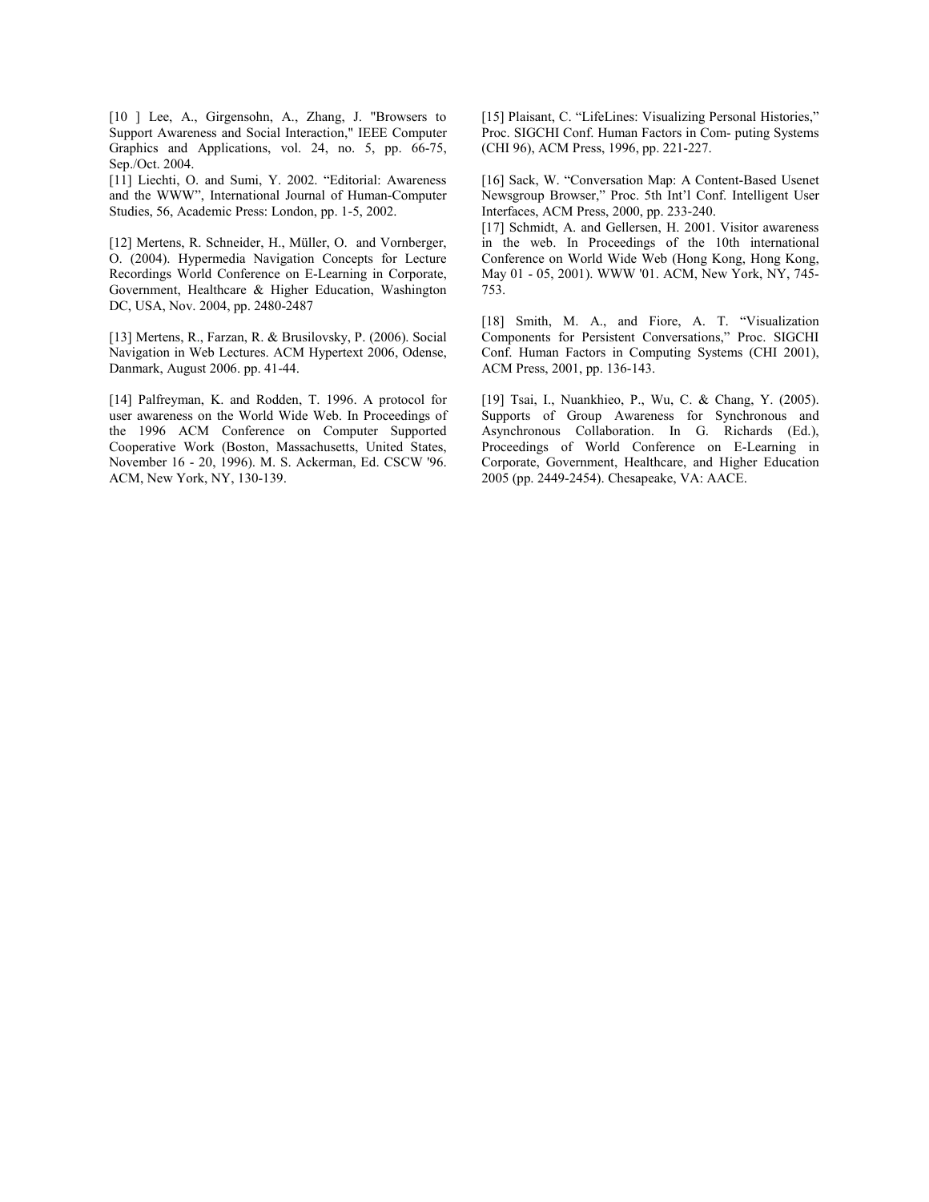[10 ] Lee, A., Girgensohn, A., Zhang, J. "Browsers to Support Awareness and Social Interaction," IEEE Computer Graphics and Applications, vol. 24, no. 5, pp. 66-75, Sep./Oct. 2004.

[11] Liechti, O. and Sumi, Y. 2002. "Editorial: Awareness and the WWW", International Journal of Human-Computer Studies, 56, Academic Press: London, pp. 1-5, 2002.

[12] Mertens, R. Schneider, H., Müller, O. and Vornberger, O. (2004). Hypermedia Navigation Concepts for Lecture Recordings World Conference on E-Learning in Corporate, Government, Healthcare & Higher Education, Washington DC, USA, Nov. 2004, pp. 2480-2487

[13] Mertens, R., Farzan, R. & Brusilovsky, P. (2006). Social Navigation in Web Lectures. ACM Hypertext 2006, Odense, Danmark, August 2006. pp. 41-44.

[14] Palfreyman, K. and Rodden, T. 1996. A protocol for user awareness on the World Wide Web. In Proceedings of the 1996 ACM Conference on Computer Supported Cooperative Work (Boston, Massachusetts, United States, November 16 - 20, 1996). M. S. Ackerman, Ed. CSCW '96. ACM, New York, NY, 130-139.

[15] Plaisant, C. "LifeLines: Visualizing Personal Histories," Proc. SIGCHI Conf. Human Factors in Com- puting Systems (CHI 96), ACM Press, 1996, pp. 221-227.

[16] Sack, W. "Conversation Map: A Content-Based Usenet Newsgroup Browser," Proc. 5th Int'l Conf. Intelligent User Interfaces, ACM Press, 2000, pp. 233-240.

[17] Schmidt, A. and Gellersen, H. 2001. Visitor awareness in the web. In Proceedings of the 10th international Conference on World Wide Web (Hong Kong, Hong Kong, May 01 - 05, 2001). WWW '01. ACM, New York, NY, 745-753.

[18] Smith, M. A., and Fiore, A. T. "Visualization Components for Persistent Conversations," Proc. SIGCHI Conf. Human Factors in Computing Systems (CHI 2001), ACM Press, 2001, pp. 136-143.

[19] Tsai, I., Nuankhieo, P., Wu, C. & Chang, Y. (2005). Supports of Group Awareness for Synchronous and Asynchronous Collaboration. In G. Richards (Ed.), Proceedings of World Conference on E-Learning in Corporate, Government, Healthcare, and Higher Education 2005 (pp. 2449-2454). Chesapeake, VA: AACE.